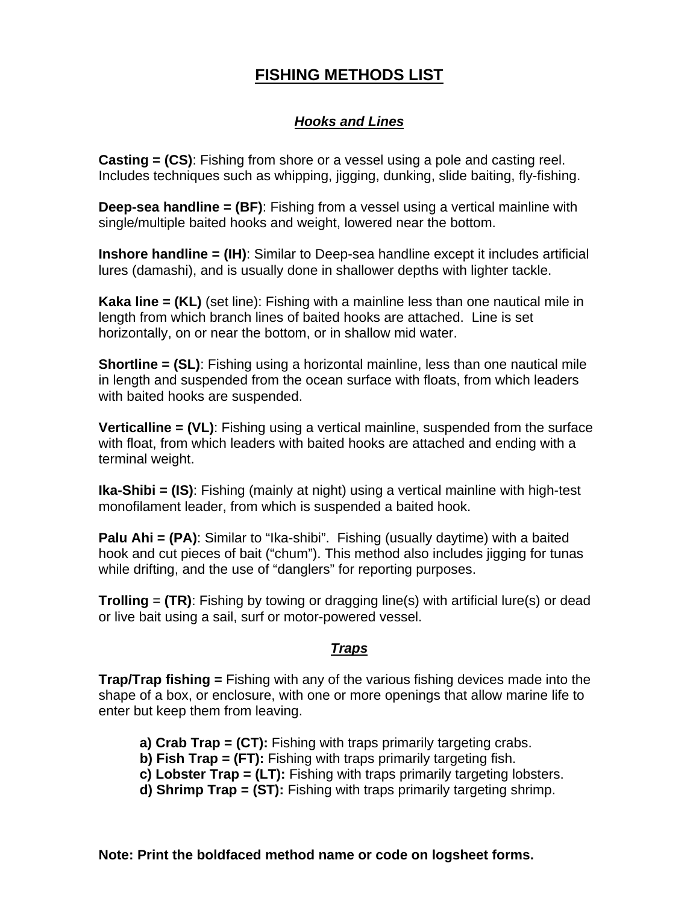# <u>**FISHING METHODS LIST**</u>

### ***Hooks and Lines***

**Casting = (CS)**: Fishing from shore or a vessel using a pole and casting reel. Includes techniques such as whipping, jigging, dunking, slide baiting, fly-fishing.

**Deep-sea handline = (BF)**: Fishing from a vessel using a vertical mainline with single/multiple baited hooks and weight, lowered near the bottom.

**Inshore handline = (IH)**: Similar to Deep-sea handline except it includes artificial lures (damashi), and is usually done in shallower depths with lighter tackle.

**Kaka line = (KL)** (set line): Fishing with a mainline less than one nautical mile in length from which branch lines of baited hooks are attached. Line is set horizontally, on or near the bottom, or in shallow mid water.

**Shortline = (SL)**: Fishing using a horizontal mainline, less than one nautical mile in length and suspended from the ocean surface with floats, from which leaders with baited hooks are suspended.

**Verticalline = (VL)**: Fishing using a vertical mainline, suspended from the surface with float, from which leaders with baited hooks are attached and ending with a terminal weight.

**Ika-Shibi = (IS)**: Fishing (mainly at night) using a vertical mainline with high-test monofilament leader, from which is suspended a baited hook.

**Palu Ahi = (PA)**: Similar to "Ika-shibi". Fishing (usually daytime) with a baited hook and cut pieces of bait ("chum"). This method also includes jigging for tunas while drifting, and the use of "danglers" for reporting purposes.

**Trolling** = **(TR)**: Fishing by towing or dragging line(s) with artificial lure(s) or dead or live bait using a sail, surf or motor-powered vessel.

### ***Traps***

**Trap/Trap fishing =** Fishing with any of the various fishing devices made into the shape of a box, or enclosure, with one or more openings that allow marine life to enter but keep them from leaving.

- **a) Crab Trap = (CT):** Fishing with traps primarily targeting crabs.
- **b) Fish Trap = (FT):** Fishing with traps primarily targeting fish.
- **c) Lobster Trap = (LT):** Fishing with traps primarily targeting lobsters.
- **d) Shrimp Trap = (ST):** Fishing with traps primarily targeting shrimp.

**Note: Print the boldfaced method name or code on logsheet forms.**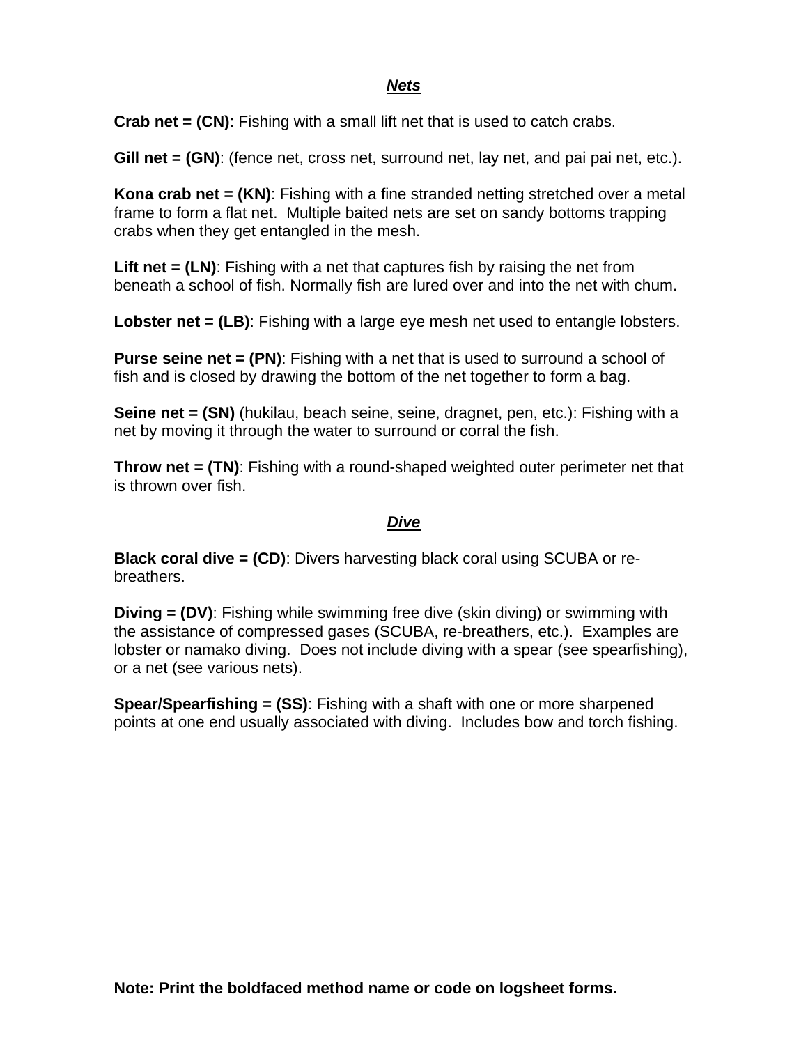## ***Nets***

**Crab net = (CN)**: Fishing with a small lift net that is used to catch crabs.

**Gill net = (GN)**: (fence net, cross net, surround net, lay net, and pai pai net, etc.).

**Kona crab net = (KN)**: Fishing with a fine stranded netting stretched over a metal frame to form a flat net. Multiple baited nets are set on sandy bottoms trapping crabs when they get entangled in the mesh.

**Lift net = (LN)**: Fishing with a net that captures fish by raising the net from beneath a school of fish. Normally fish are lured over and into the net with chum.

**Lobster net = (LB)**: Fishing with a large eye mesh net used to entangle lobsters.

**Purse seine net = (PN)**: Fishing with a net that is used to surround a school of fish and is closed by drawing the bottom of the net together to form a bag.

**Seine net = (SN)** (hukilau, beach seine, seine, dragnet, pen, etc.): Fishing with a net by moving it through the water to surround or corral the fish.

**Throw net = (TN)**: Fishing with a round-shaped weighted outer perimeter net that is thrown over fish.

## ***Dive***

**Black coral dive = (CD)**: Divers harvesting black coral using SCUBA or re-breathers.

**Diving = (DV)**: Fishing while swimming free dive (skin diving) or swimming with the assistance of compressed gases (SCUBA, re-breathers, etc.). Examples are lobster or namako diving. Does not include diving with a spear (see spearfishing), or a net (see various nets).

**Spear/Spearfishing = (SS)**: Fishing with a shaft with one or more sharpened points at one end usually associated with diving. Includes bow and torch fishing.

**Note: Print the boldfaced method name or code on logsheet forms.**